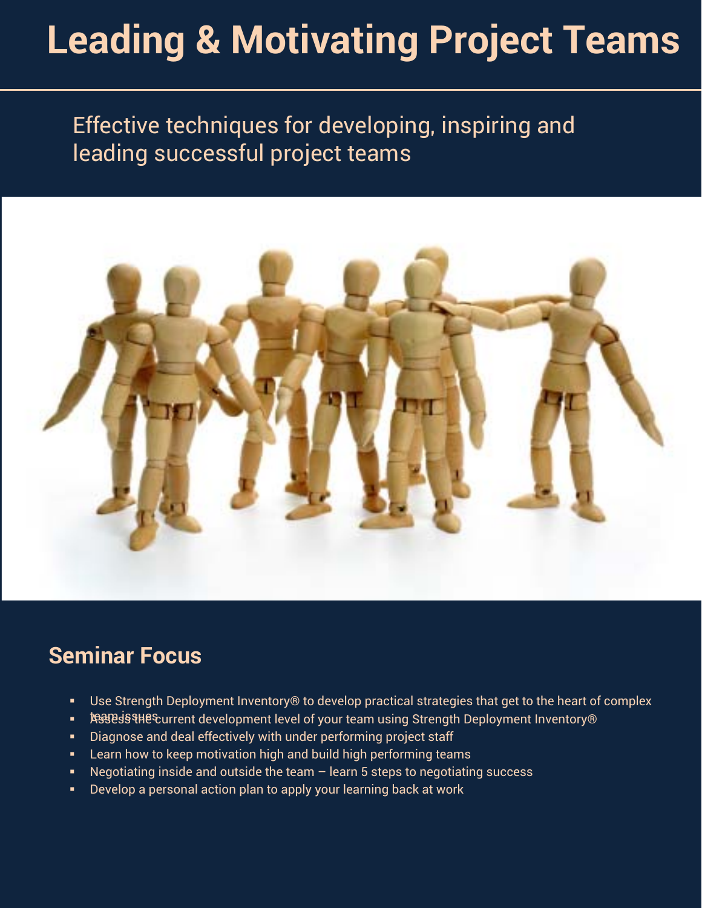# Leading & Motivating Project Teams

Effective techniques for developing, inspiring and leading successful project teams

## Seminar Focus

- Use Strength Deployment Inventory® to develop practical strategies that get to the heart of complex team issues
- Assess the current development level of your team using Strength Deployment Inventory®
- Diagnose and deal effectively with under performing project staff
- Learn how to keep motivation high and build high performing teams
- Negotiating inside and outside the team – learn 5 steps to negotiating success
- Develop a personal action plan to apply your learning back at work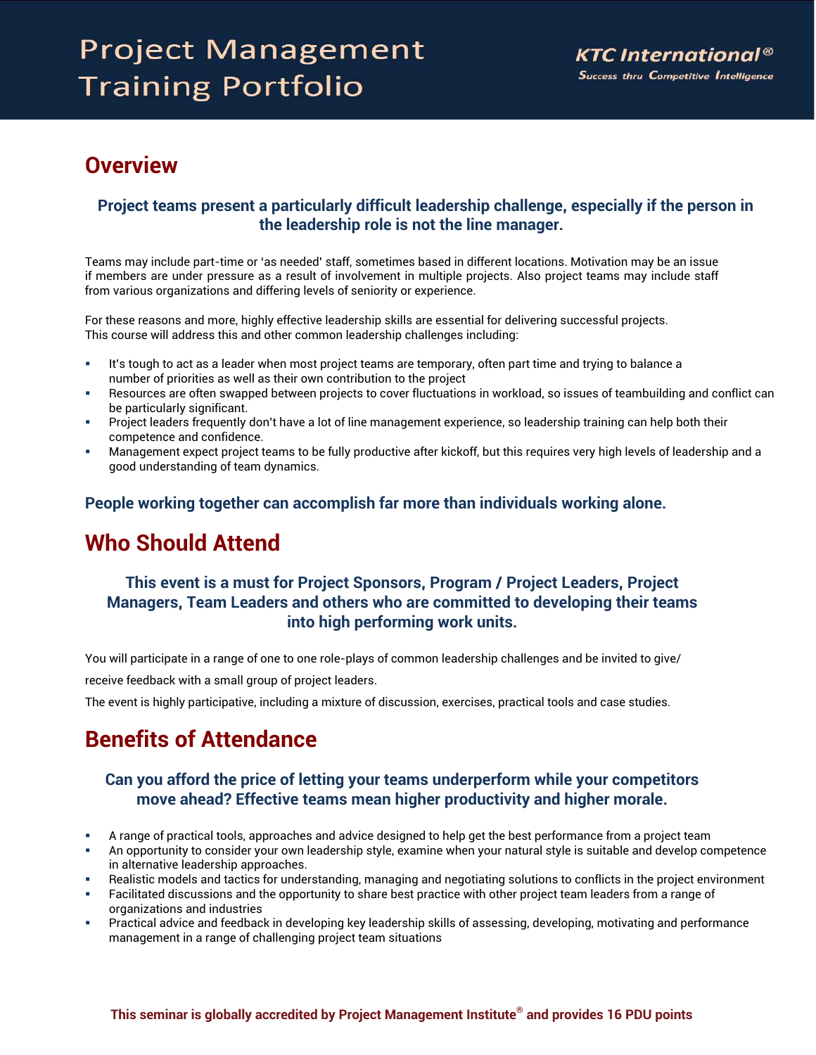# Project Management Training Portfolio

KTC International®
*Success thru Competitive Intelligence*

## Overview

**Project teams present a particularly difficult leadership challenge, especially if the person in the leadership role is not the line manager.**

Teams may include part-time or 'as needed' staff, sometimes based in different locations. Motivation may be an issue if members are under pressure as a result of involvement in multiple projects. Also project teams may include staff from various organizations and differing levels of seniority or experience.

For these reasons and more, highly effective leadership skills are essential for delivering successful projects. This course will address this and other common leadership challenges including:

- It's tough to act as a leader when most project teams are temporary, often part time and trying to balance a number of priorities as well as their own contribution to the project
- Resources are often swapped between projects to cover fluctuations in workload, so issues of teambuilding and conflict can be particularly significant.
- Project leaders frequently don't have a lot of line management experience, so leadership training can help both their competence and confidence.
- Management expect project teams to be fully productive after kickoff, but this requires very high levels of leadership and a good understanding of team dynamics.

**People working together can accomplish far more than individuals working alone.**

## Who Should Attend

**This event is a must for Project Sponsors, Program / Project Leaders, Project Managers, Team Leaders and others who are committed to developing their teams into high performing work units.**

You will participate in a range of one to one role-plays of common leadership challenges and be invited to give/ receive feedback with a small group of project leaders.

The event is highly participative, including a mixture of discussion, exercises, practical tools and case studies.

## Benefits of Attendance

**Can you afford the price of letting your teams underperform while your competitors move ahead? Effective teams mean higher productivity and higher morale.**

- A range of practical tools, approaches and advice designed to help get the best performance from a project team
- An opportunity to consider your own leadership style, examine when your natural style is suitable and develop competence in alternative leadership approaches.
- Realistic models and tactics for understanding, managing and negotiating solutions to conflicts in the project environment
- Facilitated discussions and the opportunity to share best practice with other project team leaders from a range of organizations and industries
- Practical advice and feedback in developing key leadership skills of assessing, developing, motivating and performance management in a range of challenging project team situations

**This seminar is globally accredited by Project Management Institute® and provides 16 PDU points**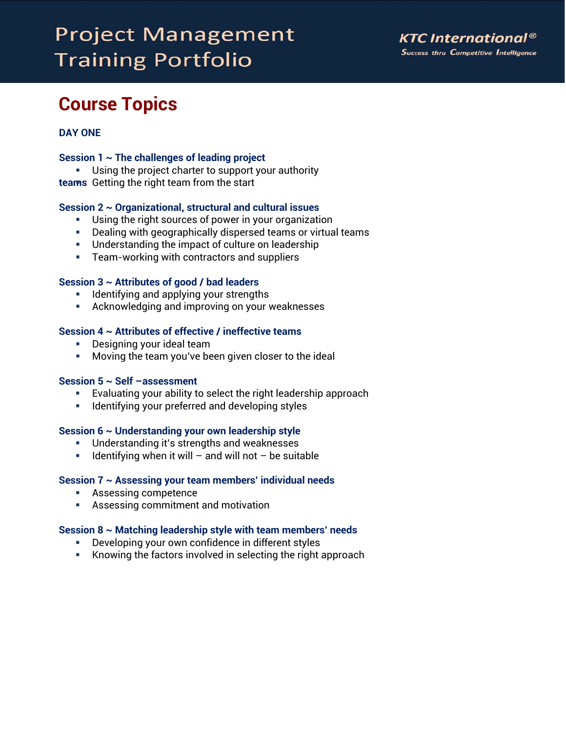# Course Topics

**DAY ONE**

**Session 1 ~ The challenges of leading project teams**

- Using the project charter to support your authority
- Getting the right team from the start

**Session 2 ~ Organizational, structural and cultural issues**

- Using the right sources of power in your organization
- Dealing with geographically dispersed teams or virtual teams
- Understanding the impact of culture on leadership
- Team-working with contractors and suppliers

**Session 3 ~ Attributes of good / bad leaders**

- Identifying and applying your strengths
- Acknowledging and improving on your weaknesses

**Session 4 ~ Attributes of effective / ineffective teams**

- Designing your ideal team
- Moving the team you've been given closer to the ideal

**Session 5 ~ Self –assessment**

- Evaluating your ability to select the right leadership approach
- Identifying your preferred and developing styles

**Session 6 ~ Understanding your own leadership style**

- Understanding it's strengths and weaknesses
- Identifying when it will – and will not – be suitable

**Session 7 ~ Assessing your team members' individual needs**

- Assessing competence
- Assessing commitment and motivation

**Session 8 ~ Matching leadership style with team members' needs**

- Developing your own confidence in different styles
- Knowing the factors involved in selecting the right approach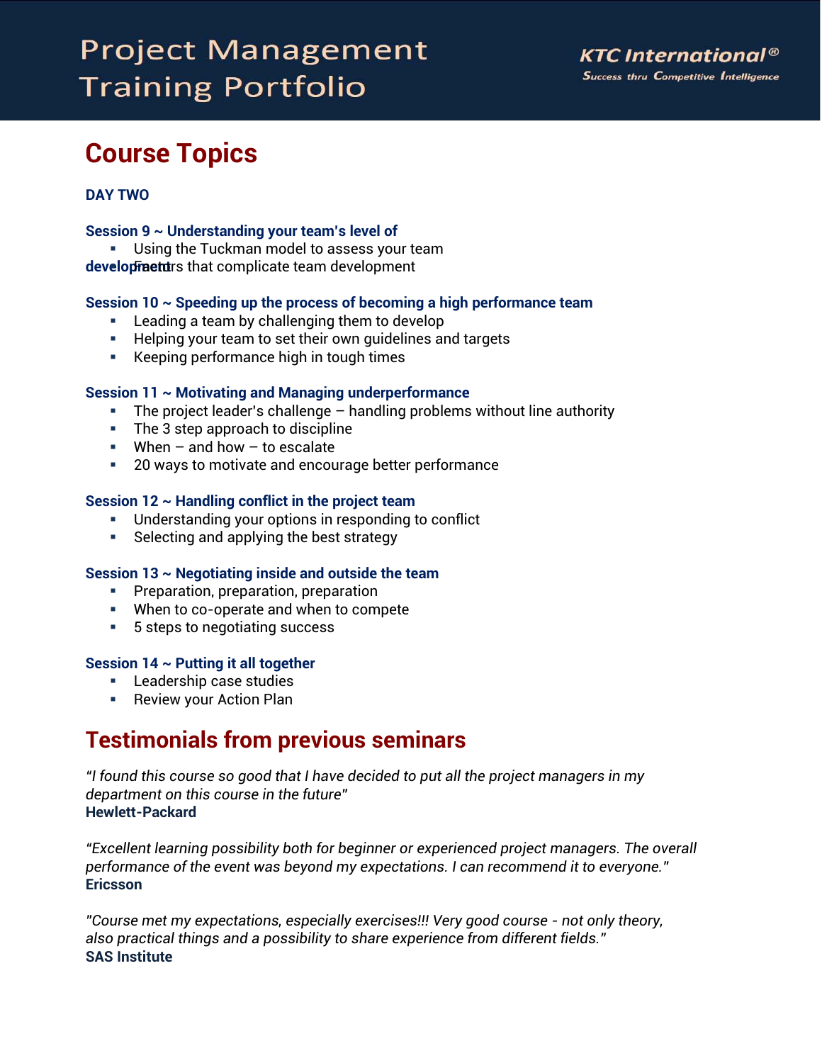# Project Management Training Portfolio

KTC International®
Success thru Competitive Intelligence

## Course Topics

**DAY TWO**

**Session 9 ~ Understanding your team's level of development**

- Using the Tuckman model to assess your team
- Factors that complicate team development

**Session 10 ~ Speeding up the process of becoming a high performance team**

- Leading a team by challenging them to develop
- Helping your team to set their own guidelines and targets
- Keeping performance high in tough times

**Session 11 ~ Motivating and Managing underperformance**

- The project leader's challenge – handling problems without line authority
- The 3 step approach to discipline
- When – and how – to escalate
- 20 ways to motivate and encourage better performance

**Session 12 ~ Handling conflict in the project team**

- Understanding your options in responding to conflict
- Selecting and applying the best strategy

**Session 13 ~ Negotiating inside and outside the team**

- Preparation, preparation, preparation
- When to co-operate and when to compete
- 5 steps to negotiating success

**Session 14 ~ Putting it all together**

- Leadership case studies
- Review your Action Plan

## Testimonials from previous seminars

*"I found this course so good that I have decided to put all the project managers in my department on this course in the future"*
**Hewlett-Packard**

*"Excellent learning possibility both for beginner or experienced project managers. The overall performance of the event was beyond my expectations. I can recommend it to everyone."*
**Ericsson**

*"Course met my expectations, especially exercises!!! Very good course - not only theory, also practical things and a possibility to share experience from different fields."*
**SAS Institute**